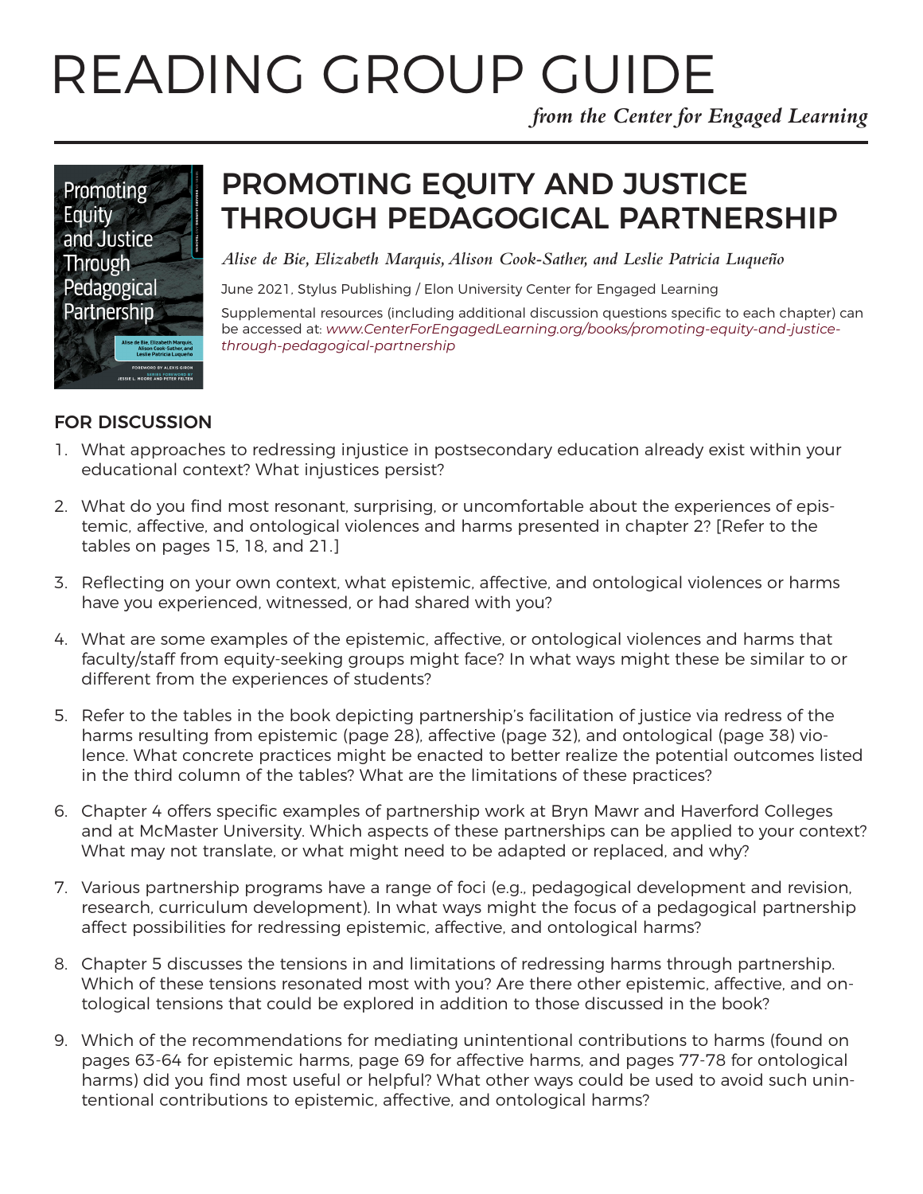# READING GROUP GUIDE

*from the Center for Engaged Learning*

## PROMOTING EQUITY AND JUSTICE THROUGH PEDAGOGICAL PARTNERSHIP

*Alise de Bie, Elizabeth Marquis, Alison Cook-Sather, and Leslie Patricia Luqueño*

June 2021, Stylus Publishing / Elon University Center for Engaged Learning

Supplemental resources (including additional discussion questions specific to each chapter) can be accessed at: *www.CenterForEngagedLearning.org/books/promoting-equity-and-justice-through-pedagogical-partnership*

### FOR DISCUSSION

1. What approaches to redressing injustice in postsecondary education already exist within your educational context? What injustices persist?

2. What do you find most resonant, surprising, or uncomfortable about the experiences of epistemic, affective, and ontological violences and harms presented in chapter 2? [Refer to the tables on pages 15, 18, and 21.]

3. Reflecting on your own context, what epistemic, affective, and ontological violences or harms have you experienced, witnessed, or had shared with you?

4. What are some examples of the epistemic, affective, or ontological violences and harms that faculty/staff from equity-seeking groups might face? In what ways might these be similar to or different from the experiences of students?

5. Refer to the tables in the book depicting partnership's facilitation of justice via redress of the harms resulting from epistemic (page 28), affective (page 32), and ontological (page 38) violence. What concrete practices might be enacted to better realize the potential outcomes listed in the third column of the tables? What are the limitations of these practices?

6. Chapter 4 offers specific examples of partnership work at Bryn Mawr and Haverford Colleges and at McMaster University. Which aspects of these partnerships can be applied to your context? What may not translate, or what might need to be adapted or replaced, and why?

7. Various partnership programs have a range of foci (e.g., pedagogical development and revision, research, curriculum development). In what ways might the focus of a pedagogical partnership affect possibilities for redressing epistemic, affective, and ontological harms?

8. Chapter 5 discusses the tensions in and limitations of redressing harms through partnership. Which of these tensions resonated most with you? Are there other epistemic, affective, and ontological tensions that could be explored in addition to those discussed in the book?

9. Which of the recommendations for mediating unintentional contributions to harms (found on pages 63-64 for epistemic harms, page 69 for affective harms, and pages 77-78 for ontological harms) did you find most useful or helpful? What other ways could be used to avoid such unintentional contributions to epistemic, affective, and ontological harms?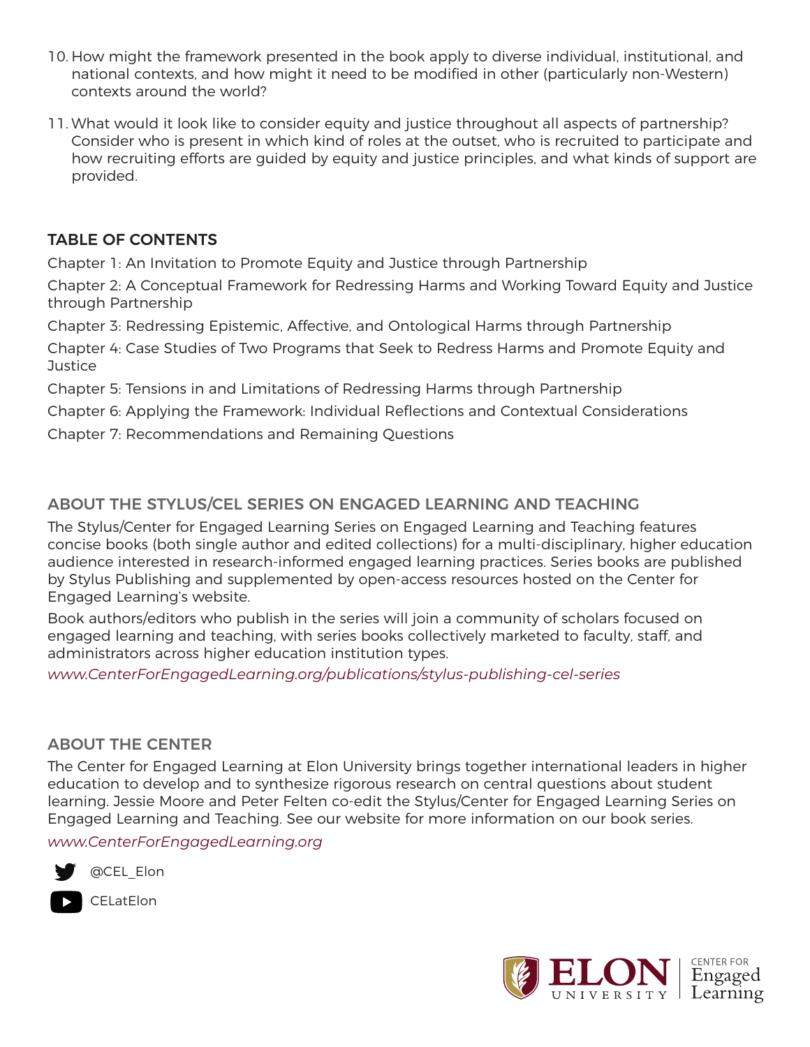10. How might the framework presented in the book apply to diverse individual, institutional, and national contexts, and how might it need to be modified in other (particularly non-Western) contexts around the world?

11. What would it look like to consider equity and justice throughout all aspects of partnership? Consider who is present in which kind of roles at the outset, who is recruited to participate and how recruiting efforts are guided by equity and justice principles, and what kinds of support are provided.

## TABLE OF CONTENTS

Chapter 1: An Invitation to Promote Equity and Justice through Partnership

Chapter 2: A Conceptual Framework for Redressing Harms and Working Toward Equity and Justice through Partnership

Chapter 3: Redressing Epistemic, Affective, and Ontological Harms through Partnership

Chapter 4: Case Studies of Two Programs that Seek to Redress Harms and Promote Equity and Justice

Chapter 5: Tensions in and Limitations of Redressing Harms through Partnership

Chapter 6: Applying the Framework: Individual Reflections and Contextual Considerations

Chapter 7: Recommendations and Remaining Questions

## ABOUT THE STYLUS/CEL SERIES ON ENGAGED LEARNING AND TEACHING

The Stylus/Center for Engaged Learning Series on Engaged Learning and Teaching features concise books (both single author and edited collections) for a multi-disciplinary, higher education audience interested in research-informed engaged learning practices. Series books are published by Stylus Publishing and supplemented by open-access resources hosted on the Center for Engaged Learning's website.

Book authors/editors who publish in the series will join a community of scholars focused on engaged learning and teaching, with series books collectively marketed to faculty, staff, and administrators across higher education institution types.

*www.CenterForEngagedLearning.org/publications/stylus-publishing-cel-series*

## ABOUT THE CENTER

The Center for Engaged Learning at Elon University brings together international leaders in higher education to develop and to synthesize rigorous research on central questions about student learning. Jessie Moore and Peter Felten co-edit the Stylus/Center for Engaged Learning Series on Engaged Learning and Teaching. See our website for more information on our book series.

*www.CenterForEngagedLearning.org*

@CEL_Elon

CELatElon

ELON UNIVERSITY | CENTER FOR Engaged Learning